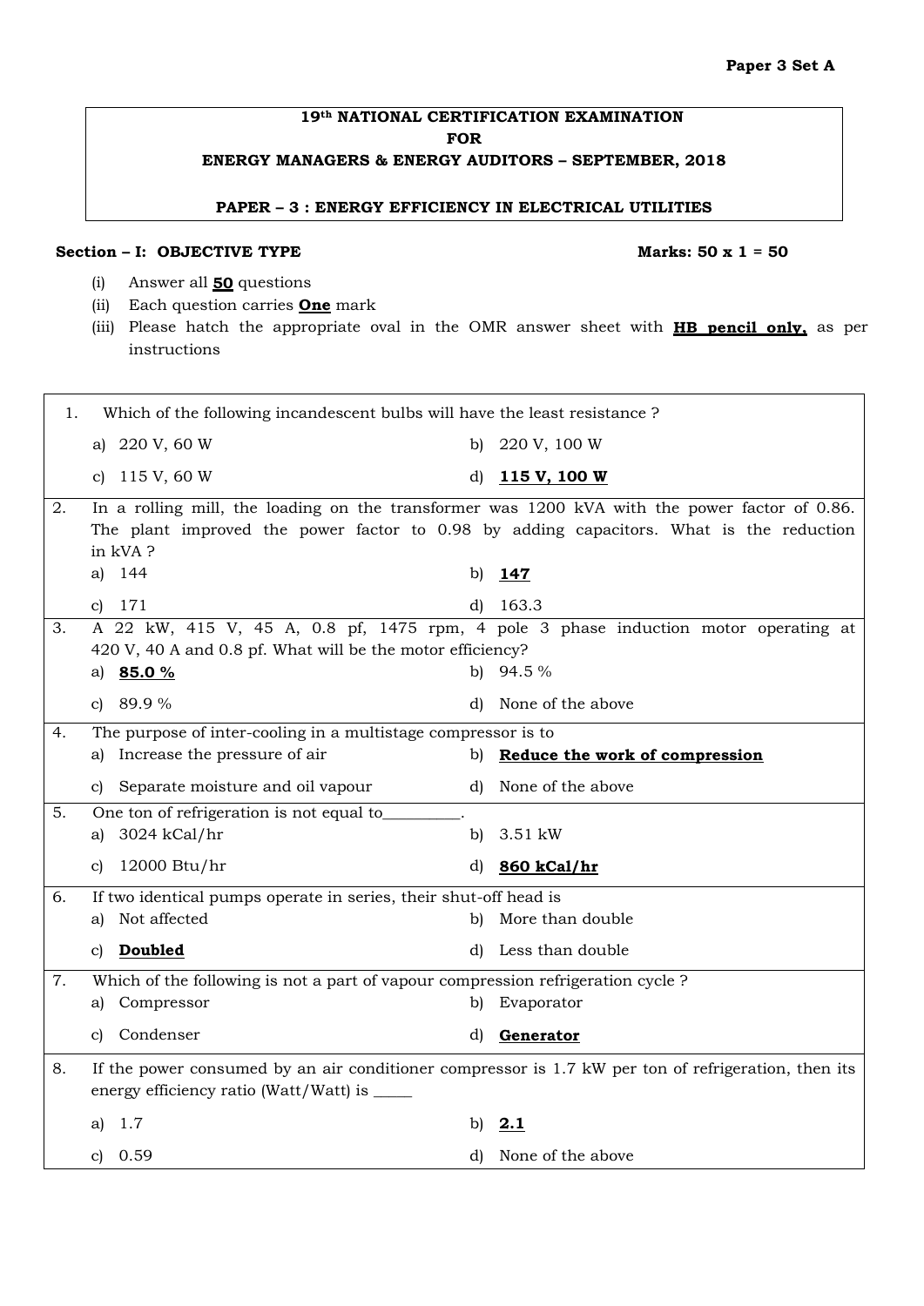**Paper 3 Set A**

**19th NATIONAL CERTIFICATION EXAMINATION**
**FOR**
**ENERGY MANAGERS & ENERGY AUDITORS – SEPTEMBER, 2018**

**PAPER – 3 : ENERGY EFFICIENCY IN ELECTRICAL UTILITIES**

**Section – I: OBJECTIVE TYPE** **Marks: 50 x 1 = 50**

(i) Answer all **50** questions
(ii) Each question carries **One** mark
(iii) Please hatch the appropriate oval in the OMR answer sheet with **HB pencil only,** as per instructions

1. Which of the following incandescent bulbs will have the least resistance ?
   a) 220 V, 60 W
   b) 220 V, 100 W
   c) 115 V, 60 W
   d) **115 V, 100 W**

2. In a rolling mill, the loading on the transformer was 1200 kVA with the power factor of 0.86. The plant improved the power factor to 0.98 by adding capacitors. What is the reduction in kVA ?
   a) 144
   b) **147**
   c) 171
   d) 163.3

3. A 22 kW, 415 V, 45 A, 0.8 pf, 1475 rpm, 4 pole 3 phase induction motor operating at 420 V, 40 A and 0.8 pf. What will be the motor efficiency?
   a) **85.0 %**
   b) 94.5 %
   c) 89.9 %
   d) None of the above

4. The purpose of inter-cooling in a multistage compressor is to
   a) Increase the pressure of air
   b) **Reduce the work of compression**
   c) Separate moisture and oil vapour
   d) None of the above

5. One ton of refrigeration is not equal to_________.
   a) 3024 kCal/hr
   b) 3.51 kW
   c) 12000 Btu/hr
   d) **860 kCal/hr**

6. If two identical pumps operate in series, their shut-off head is
   a) Not affected
   b) More than double
   c) **Doubled**
   d) Less than double

7. Which of the following is not a part of vapour compression refrigeration cycle ?
   a) Compressor
   b) Evaporator
   c) Condenser
   d) **Generator**

8. If the power consumed by an air conditioner compressor is 1.7 kW per ton of refrigeration, then its energy efficiency ratio (Watt/Watt) is _____
   a) 1.7
   b) **2.1**
   c) 0.59
   d) None of the above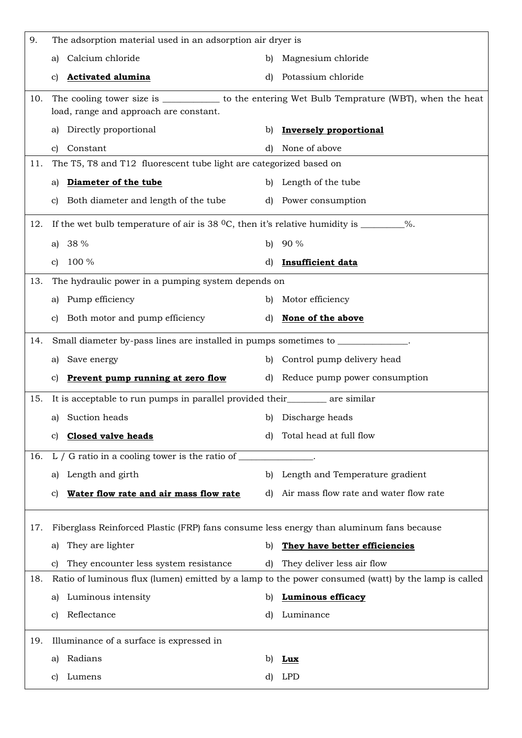9. The adsorption material used in an adsorption air dryer is

   a) Calcium chloride
   b) Magnesium chloride
   c) **Activated alumina**
   d) Potassium chloride

10. The cooling tower size is ____________ to the entering Wet Bulb Temprature (WBT), when the heat load, range and approach are constant.

    a) Directly proportional
    b) **Inversely proportional**
    c) Constant
    d) None of above

11. The T5, T8 and T12 fluorescent tube light are categorized based on

    a) **Diameter of the tube**
    b) Length of the tube
    c) Both diameter and length of the tube
    d) Power consumption

12. If the wet bulb temperature of air is 38 $^0$C, then it's relative humidity is _________%.

    a) 38 %
    b) 90 %
    c) 100 %
    d) **Insufficient data**

13. The hydraulic power in a pumping system depends on

    a) Pump efficiency
    b) Motor efficiency
    c) Both motor and pump efficiency
    d) **None of the above**

14. Small diameter by-pass lines are installed in pumps sometimes to _______________.

    a) Save energy
    b) Control pump delivery head
    c) **Prevent pump running at zero flow**
    d) Reduce pump power consumption

15. It is acceptable to run pumps in parallel provided their________ are similar

    a) Suction heads
    b) Discharge heads
    c) **Closed valve heads**
    d) Total head at full flow

16. L / G ratio in a cooling tower is the ratio of ________________.

    a) Length and girth
    b) Length and Temperature gradient
    c) **Water flow rate and air mass flow rate**
    d) Air mass flow rate and water flow rate

17. Fiberglass Reinforced Plastic (FRP) fans consume less energy than aluminum fans because

    a) They are lighter
    b) **They have better efficiencies**
    c) They encounter less system resistance
    d) They deliver less air flow

18. Ratio of luminous flux (lumen) emitted by a lamp to the power consumed (watt) by the lamp is called

    a) Luminous intensity
    b) **Luminous efficacy**
    c) Reflectance
    d) Luminance

19. Illuminance of a surface is expressed in

    a) Radians
    b) **Lux**
    c) Lumens
    d) LPD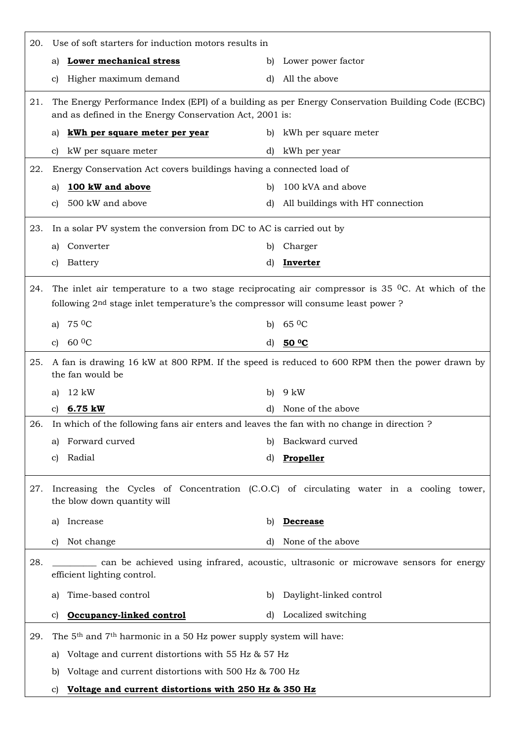20. Use of soft starters for induction motors results in

a) **Lower mechanical stress**
b) Lower power factor
c) Higher maximum demand
d) All the above

21. The Energy Performance Index (EPI) of a building as per Energy Conservation Building Code (ECBC) and as defined in the Energy Conservation Act, 2001 is:

a) **kWh per square meter per year**
b) kWh per square meter
c) kW per square meter
d) kWh per year

22. Energy Conservation Act covers buildings having a connected load of

a) **100 kW and above**
b) 100 kVA and above
c) 500 kW and above
d) All buildings with HT connection

23. In a solar PV system the conversion from DC to AC is carried out by

a) Converter
b) Charger
c) Battery
d) **Inverter**

24. The inlet air temperature to a two stage reciprocating air compressor is 35 $^0$C. At which of the following 2nd stage inlet temperature's the compressor will consume least power ?

a) 75 $^0$C
b) 65 $^0$C
c) 60 $^0$C
d) **50 $^0$C**

25. A fan is drawing 16 kW at 800 RPM. If the speed is reduced to 600 RPM then the power drawn by the fan would be

a) 12 kW
b) 9 kW
c) **6.75 kW**
d) None of the above

26. In which of the following fans air enters and leaves the fan with no change in direction ?

a) Forward curved
b) Backward curved
c) Radial
d) **Propeller**

27. Increasing the Cycles of Concentration (C.O.C) of circulating water in a cooling tower, the blow down quantity will

a) Increase
b) **Decrease**
c) Not change
d) None of the above

28. _________ can be achieved using infrared, acoustic, ultrasonic or microwave sensors for energy efficient lighting control.

a) Time-based control
b) Daylight-linked control
c) **Occupancy-linked control**
d) Localized switching

29. The 5th and 7th harmonic in a 50 Hz power supply system will have:

a) Voltage and current distortions with 55 Hz & 57 Hz
b) Voltage and current distortions with 500 Hz & 700 Hz
c) **Voltage and current distortions with 250 Hz & 350 Hz**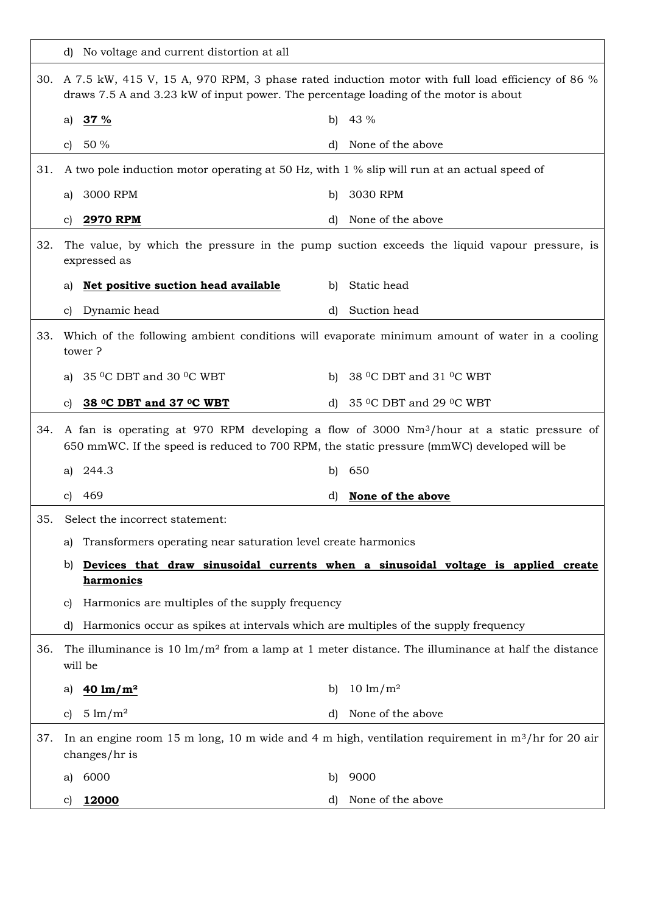d) No voltage and current distortion at all

30. A 7.5 kW, 415 V, 15 A, 970 RPM, 3 phase rated induction motor with full load efficiency of 86 % draws 7.5 A and 3.23 kW of input power. The percentage loading of the motor is about

a) **37 %**  
b) 43 %  
c) 50 %  
d) None of the above

31. A two pole induction motor operating at 50 Hz, with 1 % slip will run at an actual speed of

a) 3000 RPM  
b) 3030 RPM  
c) **2970 RPM**  
d) None of the above

32. The value, by which the pressure in the pump suction exceeds the liquid vapour pressure, is expressed as

a) **Net positive suction head available**  
b) Static head  
c) Dynamic head  
d) Suction head

33. Which of the following ambient conditions will evaporate minimum amount of water in a cooling tower ?

a) 35 $^0$C DBT and 30 $^0$C WBT  
b) 38 $^0$C DBT and 31 $^0$C WBT  
c) **38 $^0$C DBT and 37 $^0$C WBT**  
d) 35 $^0$C DBT and 29 $^0$C WBT

34. A fan is operating at 970 RPM developing a flow of 3000 Nm$^3$/hour at a static pressure of 650 mmWC. If the speed is reduced to 700 RPM, the static pressure (mmWC) developed will be

a) 244.3  
b) 650  
c) 469  
d) **None of the above**

35. Select the incorrect statement:

a) Transformers operating near saturation level create harmonics  
b) **Devices that draw sinusoidal currents when a sinusoidal voltage is applied create harmonics**  
c) Harmonics are multiples of the supply frequency  
d) Harmonics occur as spikes at intervals which are multiples of the supply frequency

36. The illuminance is 10 lm/m² from a lamp at 1 meter distance. The illuminance at half the distance will be

a) **40 lm/m²**  
b) 10 lm/m²  
c) 5 lm/m²  
d) None of the above

37. In an engine room 15 m long, 10 m wide and 4 m high, ventilation requirement in m$^3$/hr for 20 air changes/hr is

a) 6000  
b) 9000  
c) **12000**  
d) None of the above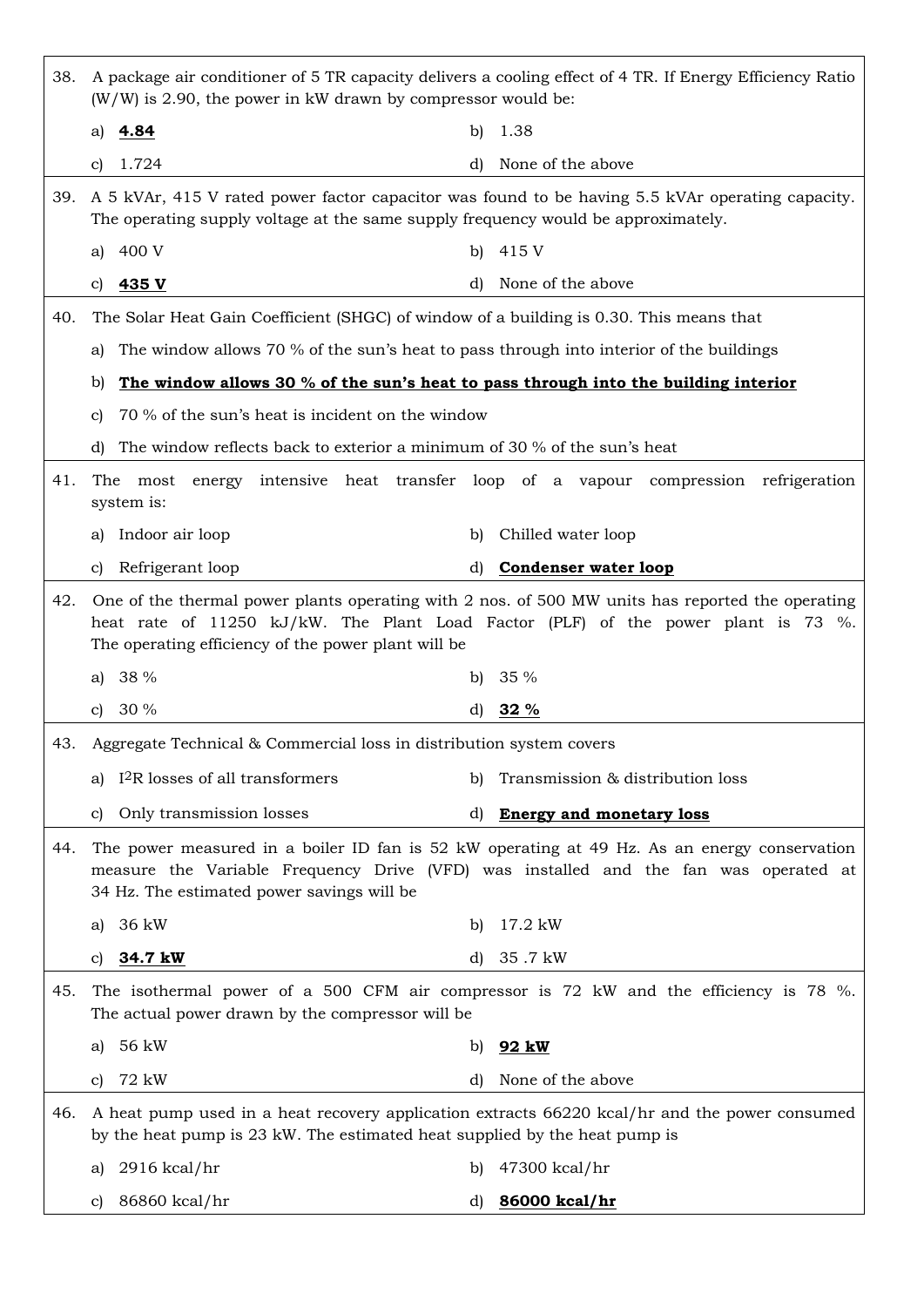38. A package air conditioner of 5 TR capacity delivers a cooling effect of 4 TR. If Energy Efficiency Ratio (W/W) is 2.90, the power in kW drawn by compressor would be:

a) **<u>4.84</u>**
b) 1.38
c) 1.724
d) None of the above

39. A 5 kVAr, 415 V rated power factor capacitor was found to be having 5.5 kVAr operating capacity. The operating supply voltage at the same supply frequency would be approximately.

a) 400 V
b) 415 V
c) **<u>435 V</u>**
d) None of the above

40. The Solar Heat Gain Coefficient (SHGC) of window of a building is 0.30. This means that

a) The window allows 70 % of the sun's heat to pass through into interior of the buildings
b) **<u>The window allows 30 % of the sun's heat to pass through into the building interior</u>**
c) 70 % of the sun's heat is incident on the window
d) The window reflects back to exterior a minimum of 30 % of the sun's heat

41. The most energy intensive heat transfer loop of a vapour compression refrigeration system is:

a) Indoor air loop
b) Chilled water loop
c) Refrigerant loop
d) **<u>Condenser water loop</u>**

42. One of the thermal power plants operating with 2 nos. of 500 MW units has reported the operating heat rate of 11250 kJ/kW. The Plant Load Factor (PLF) of the power plant is 73 %. The operating efficiency of the power plant will be

a) 38 %
b) 35 %
c) 30 %
d) **<u>32 %</u>**

43. Aggregate Technical & Commercial loss in distribution system covers

a) $I^2R$ losses of all transformers
b) Transmission & distribution loss
c) Only transmission losses
d) **<u>Energy and monetary loss</u>**

44. The power measured in a boiler ID fan is 52 kW operating at 49 Hz. As an energy conservation measure the Variable Frequency Drive (VFD) was installed and the fan was operated at 34 Hz. The estimated power savings will be

a) 36 kW
b) 17.2 kW
c) **<u>34.7 kW</u>**
d) 35 .7 kW

45. The isothermal power of a 500 CFM air compressor is 72 kW and the efficiency is 78 %. The actual power drawn by the compressor will be

a) 56 kW
b) **<u>92 kW</u>**
c) 72 kW
d) None of the above

46. A heat pump used in a heat recovery application extracts 66220 kcal/hr and the power consumed by the heat pump is 23 kW. The estimated heat supplied by the heat pump is

a) 2916 kcal/hr
b) 47300 kcal/hr
c) 86860 kcal/hr
d) **<u>86000 kcal/hr</u>**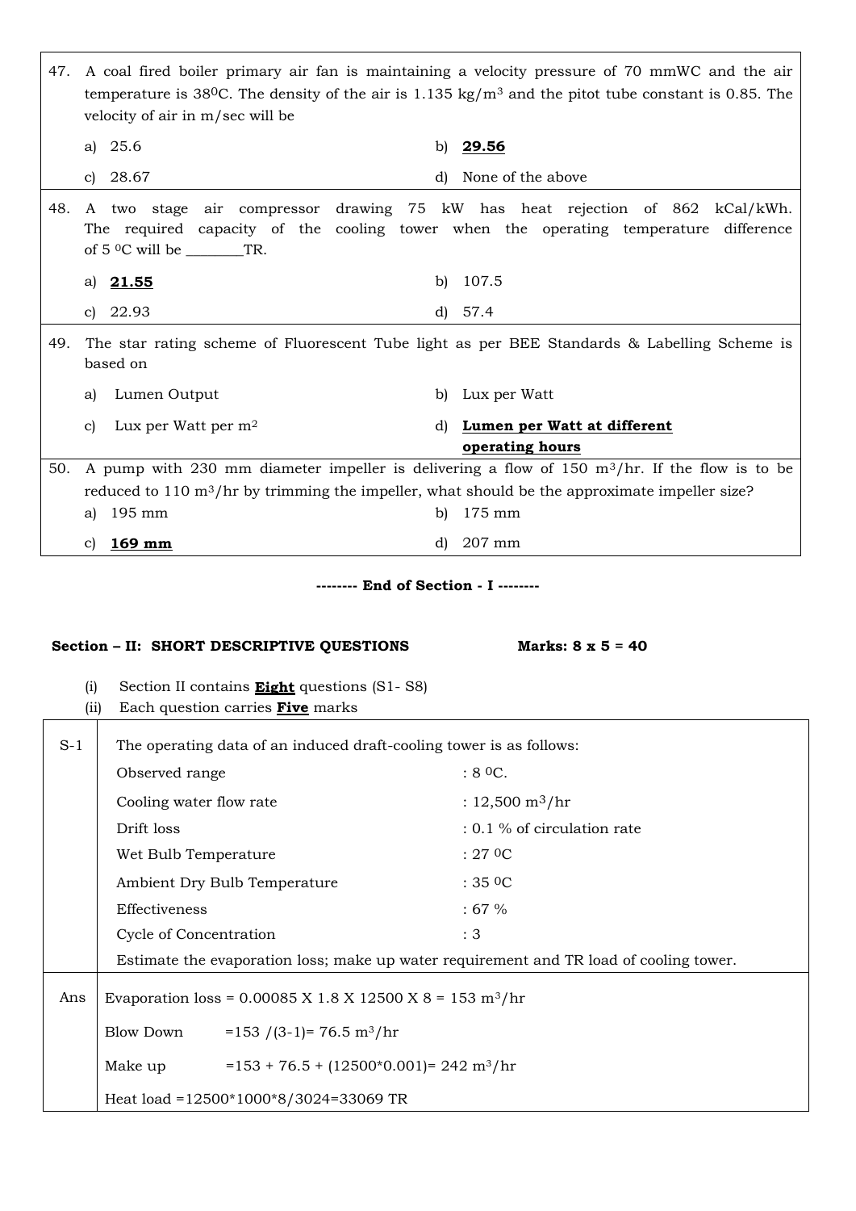47. A coal fired boiler primary air fan is maintaining a velocity pressure of 70 mmWC and the air temperature is 38$^0$C. The density of the air is 1.135 kg/m$^3$ and the pitot tube constant is 0.85. The velocity of air in m/sec will be

    a) 25.6 &nbsp;&nbsp;&nbsp;&nbsp; b) **29.56**

    c) 28.67 &nbsp;&nbsp;&nbsp;&nbsp; d) None of the above

48. A two stage air compressor drawing 75 kW has heat rejection of 862 kCal/kWh. The required capacity of the cooling tower when the operating temperature difference of 5 $^0$C will be ________TR.

    a) **21.55** &nbsp;&nbsp;&nbsp;&nbsp; b) 107.5

    c) 22.93 &nbsp;&nbsp;&nbsp;&nbsp; d) 57.4

49. The star rating scheme of Fluorescent Tube light as per BEE Standards & Labelling Scheme is based on

    a) Lumen Output &nbsp;&nbsp;&nbsp;&nbsp; b) Lux per Watt

    c) Lux per Watt per m$^2$ &nbsp;&nbsp;&nbsp;&nbsp; d) **Lumen per Watt at different operating hours**

50. A pump with 230 mm diameter impeller is delivering a flow of 150 m$^3$/hr. If the flow is to be reduced to 110 m$^3$/hr by trimming the impeller, what should be the approximate impeller size?

    a) 195 mm &nbsp;&nbsp;&nbsp;&nbsp; b) 175 mm

    c) **169 mm** &nbsp;&nbsp;&nbsp;&nbsp; d) 207 mm

**-------- End of Section - I --------**

**Section – II: SHORT DESCRIPTIVE QUESTIONS** &nbsp;&nbsp;&nbsp;&nbsp; **Marks: 8 x 5 = 40**

(i) Section II contains **Eight** questions (S1- S8)

(ii) Each question carries **Five** marks

**S-1** The operating data of an induced draft-cooling tower is as follows:

| | |
|---|---|
| Observed range | : 8 $^0$C. |
| Cooling water flow rate | : 12,500 m$^3$/hr |
| Drift loss | : 0.1 % of circulation rate |
| Wet Bulb Temperature | : 27 $^0$C |
| Ambient Dry Bulb Temperature | : 35 $^0$C |
| Effectiveness | : 67 % |
| Cycle of Concentration | : 3 |

Estimate the evaporation loss; make up water requirement and TR load of cooling tower.

**Ans**

Evaporation loss = 0.00085 X 1.8 X 12500 X 8 = 153 m$^3$/hr

Blow Down =153 /(3-1)= 76.5 m$^3$/hr

Make up =153 + 76.5 + (12500*0.001)= 242 m$^3$/hr

Heat load =12500*1000*8/3024=33069 TR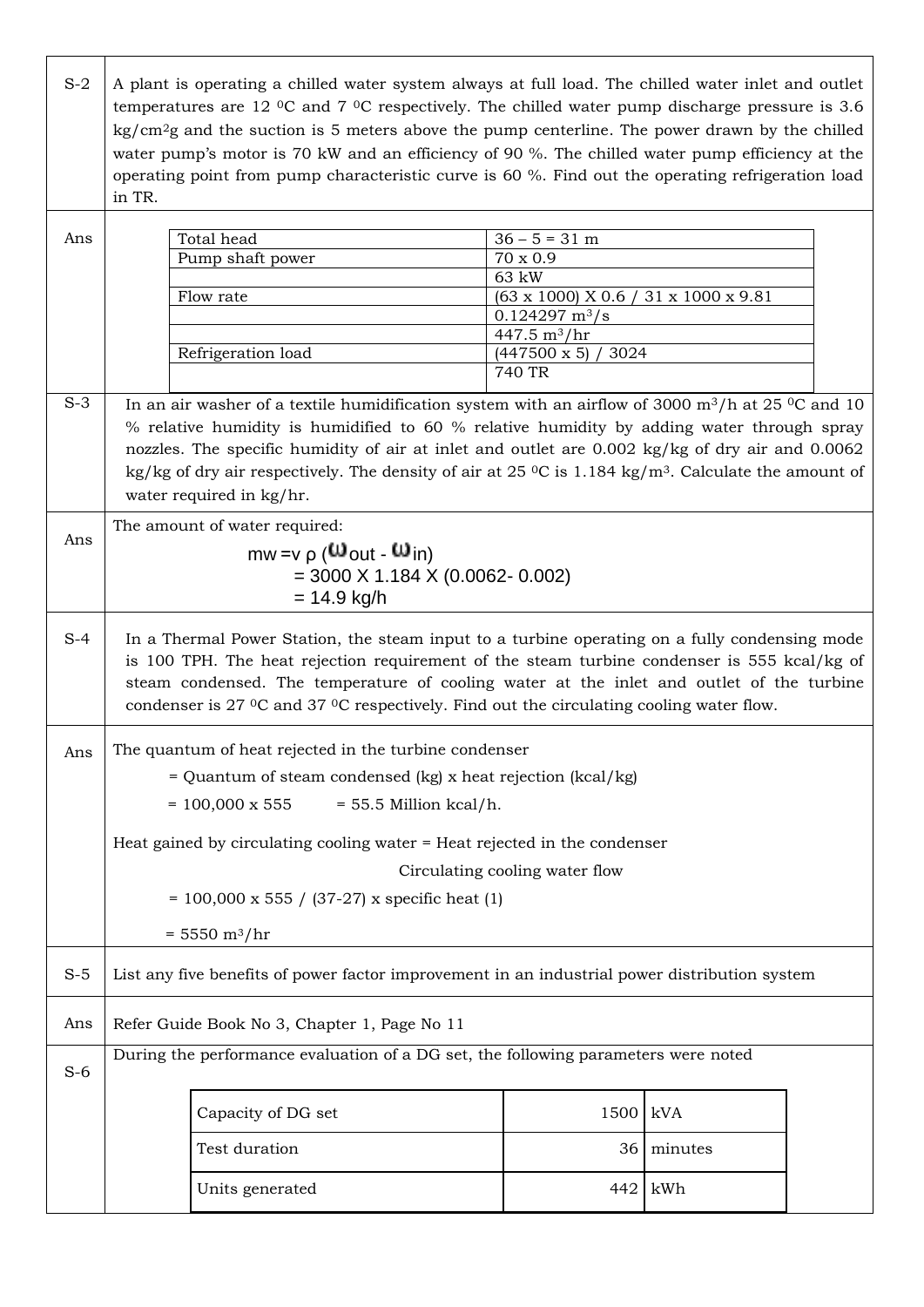| | |
|---|---|
| S-2 | A plant is operating a chilled water system always at full load. The chilled water inlet and outlet temperatures are 12 $^0$C and 7 $^0$C respectively. The chilled water pump discharge pressure is 3.6 kg/cm$^2$g and the suction is 5 meters above the pump centerline. The power drawn by the chilled water pump's motor is 70 kW and an efficiency of 90 %. The chilled water pump efficiency at the operating point from pump characteristic curve is 60 %. Find out the operating refrigeration load in TR. |

**Ans**

| | |
|---|---|
| Total head | 36 – 5 = 31 m |
| Pump shaft power | 70 x 0.9 |
| | 63 kW |
| Flow rate | (63 x 1000) X 0.6 / 31 x 1000 x 9.81 |
| | 0.124297 m$^3$/s |
| | 447.5 m$^3$/hr |
| Refrigeration load | (447500 x 5) / 3024 |
| | 740 TR |

**S-3** In an air washer of a textile humidification system with an airflow of 3000 m$^3$/h at 25 $^0$C and 10 % relative humidity is humidified to 60 % relative humidity by adding water through spray nozzles. The specific humidity of air at inlet and outlet are 0.002 kg/kg of dry air and 0.0062 kg/kg of dry air respectively. The density of air at 25 $^0$C is 1.184 kg/m$^3$. Calculate the amount of water required in kg/hr.

**Ans** The amount of water required:

$$m_w = v\,\rho\,(\omega_{out} - \omega_{in})$$
$$= 3000 \times 1.184 \times (0.0062 - 0.002)$$
$$= 14.9 \text{ kg/h}$$

**S-4** In a Thermal Power Station, the steam input to a turbine operating on a fully condensing mode is 100 TPH. The heat rejection requirement of the steam turbine condenser is 555 kcal/kg of steam condensed. The temperature of cooling water at the inlet and outlet of the turbine condenser is 27 $^0$C and 37 $^0$C respectively. Find out the circulating cooling water flow.

**Ans** The quantum of heat rejected in the turbine condenser

= Quantum of steam condensed (kg) x heat rejection (kcal/kg)

= 100,000 x 555 = 55.5 Million kcal/h.

Heat gained by circulating cooling water = Heat rejected in the condenser

Circulating cooling water flow

= 100,000 x 555 / (37-27) x specific heat (1)

= 5550 m$^3$/hr

**S-5** List any five benefits of power factor improvement in an industrial power distribution system

**Ans** Refer Guide Book No 3, Chapter 1, Page No 11

**S-6** During the performance evaluation of a DG set, the following parameters were noted

| | | |
|---|---|---|
| Capacity of DG set | 1500 | kVA |
| Test duration | 36 | minutes |
| Units generated | 442 | kWh |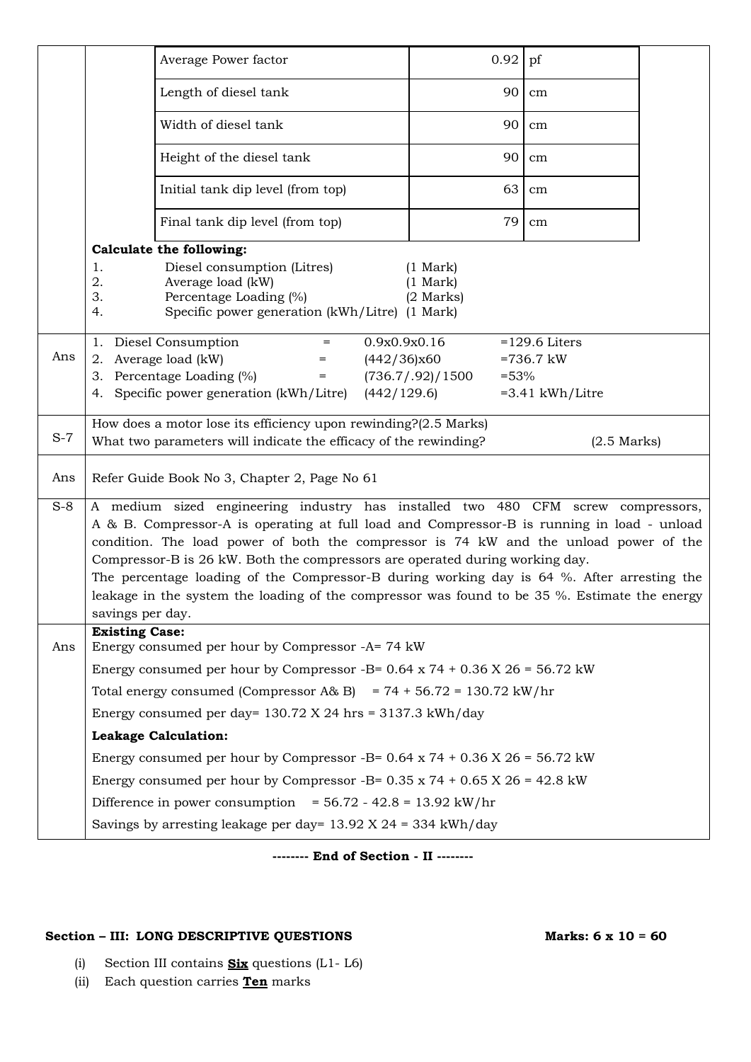| Average Power factor | 0.92 | pf |
|---|---|---|
| Length of diesel tank | 90 | cm |
| Width of diesel tank | 90 | cm |
| Height of the diesel tank | 90 | cm |
| Initial tank dip level (from top) | 63 | cm |
| Final tank dip level (from top) | 79 | cm |

**Calculate the following:**

1. Diesel consumption (Litres) (1 Mark)
2. Average load (kW) (1 Mark)
3. Percentage Loading (%) (2 Marks)
4. Specific power generation (kWh/Litre) (1 Mark)

**Ans**

1. Diesel Consumption = 0.9x0.9x0.16 =129.6 Liters
2. Average load (kW) = (442/36)x60 =736.7 kW
3. Percentage Loading (%) = (736.7/.92)/1500 =53%
4. Specific power generation (kWh/Litre) (442/129.6) =3.41 kWh/Litre

**S-7** How does a motor lose its efficiency upon rewinding?(2.5 Marks)
What two parameters will indicate the efficacy of the rewinding? (2.5 Marks)

**Ans** Refer Guide Book No 3, Chapter 2, Page No 61

**S-8** A medium sized engineering industry has installed two 480 CFM screw compressors, A & B. Compressor-A is operating at full load and Compressor-B is running in load - unload condition. The load power of both the compressor is 74 kW and the unload power of the Compressor-B is 26 kW. Both the compressors are operated during working day.
The percentage loading of the Compressor-B during working day is 64 %. After arresting the leakage in the system the loading of the compressor was found to be 35 %. Estimate the energy savings per day.

**Ans**

**Existing Case:**

Energy consumed per hour by Compressor -A= 74 kW

Energy consumed per hour by Compressor -B= 0.64 x 74 + 0.36 X 26 = 56.72 kW

Total energy consumed (Compressor A& B) = 74 + 56.72 = 130.72 kW/hr

Energy consumed per day= 130.72 X 24 hrs = 3137.3 kWh/day

**Leakage Calculation:**

Energy consumed per hour by Compressor -B= 0.64 x 74 + 0.36 X 26 = 56.72 kW

Energy consumed per hour by Compressor -B= 0.35 x 74 + 0.65 X 26 = 42.8 kW

Difference in power consumption = 56.72 - 42.8 = 13.92 kW/hr

Savings by arresting leakage per day= 13.92 X 24 = 334 kWh/day

**-------- End of Section - II --------**

## Section – III: LONG DESCRIPTIVE QUESTIONS Marks: 6 x 10 = 60

(i) Section III contains **Six** questions (L1- L6)
(ii) Each question carries **Ten** marks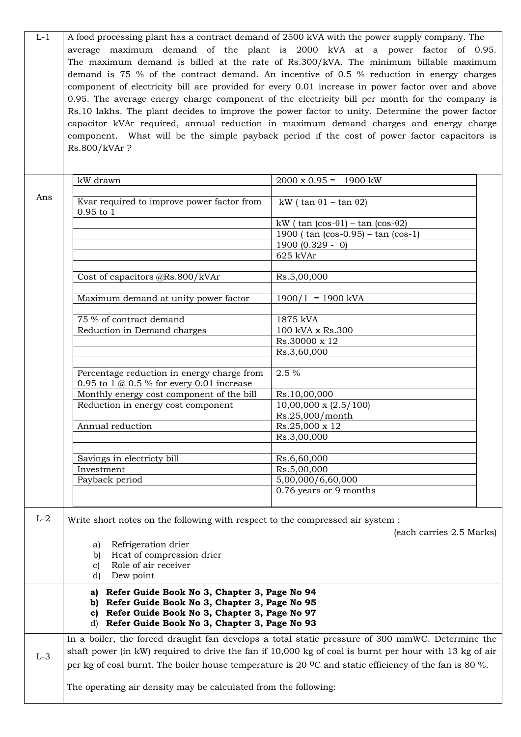**L-1** A food processing plant has a contract demand of 2500 kVA with the power supply company. The average maximum demand of the plant is 2000 kVA at a power factor of 0.95. The maximum demand is billed at the rate of Rs.300/kVA. The minimum billable maximum demand is 75 % of the contract demand. An incentive of 0.5 % reduction in energy charges component of electricity bill are provided for every 0.01 increase in power factor over and above 0.95. The average energy charge component of the electricity bill per month for the company is Rs.10 lakhs. The plant decides to improve the power factor to unity. Determine the power factor capacitor kVAr required, annual reduction in maximum demand charges and energy charge component. What will be the simple payback period if the cost of power factor capacitors is Rs.800/kVAr ?

**Ans**

| | |
|---|---|
| kW drawn | 2000 x 0.95 = 1900 kW |
| | |
| Kvar required to improve power factor from 0.95 to 1 | kW ( $\tan \theta 1 - \tan \theta 2$) |
| | kW ( $\tan (\cos^{-}\theta 1) - \tan (\cos^{-}\theta 2)$ |
| | 1900 ( $\tan (\cos^{-}0.95) - \tan (\cos^{-}1)$ |
| | 1900 (0.329 - 0) |
| | 625 kVAr |
| | |
| Cost of capacitors @Rs.800/kVAr | Rs.5,00,000 |
| | |
| Maximum demand at unity power factor | 1900/1 = 1900 kVA |
| | |
| 75 % of contract demand | 1875 kVA |
| Reduction in Demand charges | 100 kVA x Rs.300 |
| | Rs.30000 x 12 |
| | Rs.3,60,000 |
| | |
| Percentage reduction in energy charge from 0.95 to 1 @ 0.5 % for every 0.01 increase | 2.5 % |
| Monthly energy cost component of the bill | Rs.10,00,000 |
| Reduction in energy cost component | 10,00,000 x (2.5/100) |
| | Rs.25,000/month |
| Annual reduction | Rs.25,000 x 12 |
| | Rs.3,00,000 |
| | |
| Savings in electricty bill | Rs.6,60,000 |
| Investment | Rs.5,00,000 |
| Payback period | 5,00,000/6,60,000 |
| | 0.76 years or 9 months |

**L-2** Write short notes on the following with respect to the compressed air system :

(each carries 2.5 Marks)

a) Refrigeration drier
b) Heat of compression drier
c) Role of air receiver
d) Dew point

**a) Refer Guide Book No 3, Chapter 3, Page No 94**
**b) Refer Guide Book No 3, Chapter 3, Page No 95**
**c) Refer Guide Book No 3, Chapter 3, Page No 97**
**d) Refer Guide Book No 3, Chapter 3, Page No 93**

**L-3** In a boiler, the forced draught fan develops a total static pressure of 300 mmWC. Determine the shaft power (in kW) required to drive the fan if 10,000 kg of coal is burnt per hour with 13 kg of air per kg of coal burnt. The boiler house temperature is 20 $^0$C and static efficiency of the fan is 80 %.

The operating air density may be calculated from the following: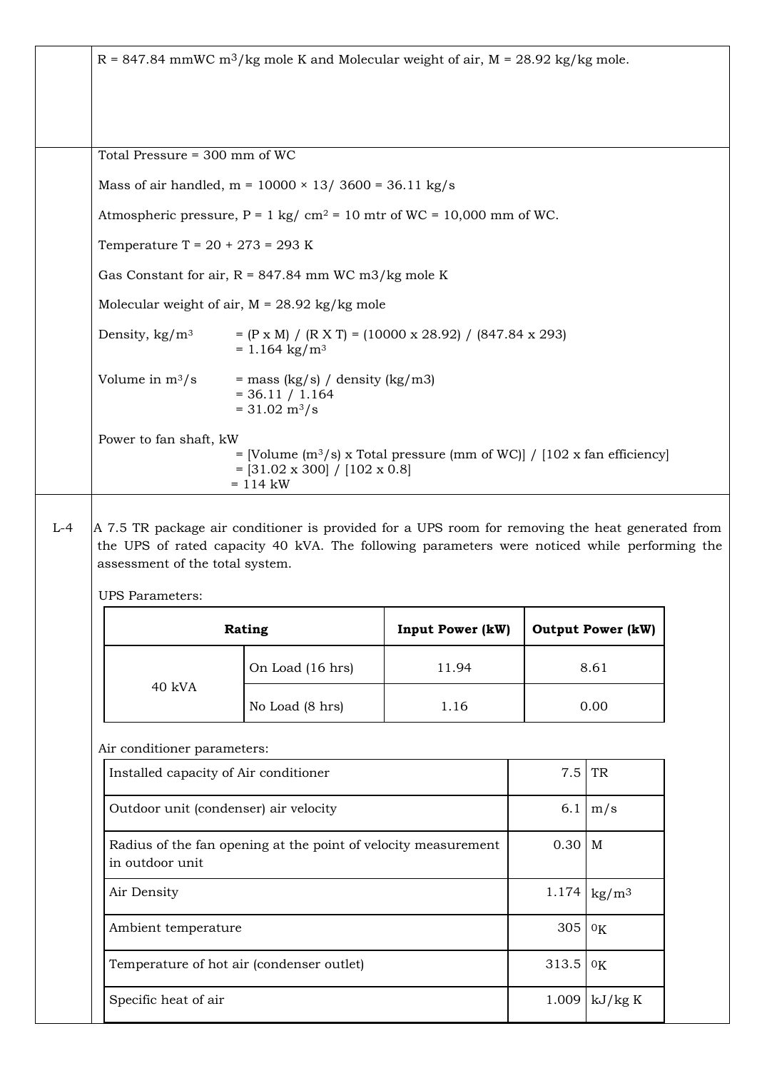R = 847.84 mmWC $m^3$/kg mole K and Molecular weight of air, M = 28.92 kg/kg mole.

Total Pressure = 300 mm of WC

Mass of air handled, m = 10000 × 13/ 3600 = 36.11 kg/s

Atmospheric pressure, P = 1 kg/ $cm^2$ = 10 mtr of WC = 10,000 mm of WC.

Temperature T = 20 + 273 = 293 K

Gas Constant for air, R = 847.84 mm WC m3/kg mole K

Molecular weight of air, M = 28.92 kg/kg mole

Density, kg/$m^3$ = (P x M) / (R X T) = (10000 x 28.92) / (847.84 x 293)
= 1.164 kg/$m^3$

Volume in $m^3$/s = mass (kg/s) / density (kg/m3)
= 36.11 / 1.164
= 31.02 $m^3$/s

Power to fan shaft, kW
= [Volume ($m^3$/s) x Total pressure (mm of WC)] / [102 x fan efficiency]
= [31.02 x 300] / [102 x 0.8]
= 114 kW

**L-4** A 7.5 TR package air conditioner is provided for a UPS room for removing the heat generated from the UPS of rated capacity 40 kVA. The following parameters were noticed while performing the assessment of the total system.

UPS Parameters:

| Rating | | Input Power (kW) | Output Power (kW) |
|---|---|---|---|
| 40 kVA | On Load (16 hrs) | 11.94 | 8.61 |
| | No Load (8 hrs) | 1.16 | 0.00 |

Air conditioner parameters:

| | | |
|---|---|---|
| Installed capacity of Air conditioner | 7.5 | TR |
| Outdoor unit (condenser) air velocity | 6.1 | m/s |
| Radius of the fan opening at the point of velocity measurement in outdoor unit | 0.30 | M |
| Air Density | 1.174 | kg/$m^3$ |
| Ambient temperature | 305 | $^0$K |
| Temperature of hot air (condenser outlet) | 313.5 | $^0$K |
| Specific heat of air | 1.009 | kJ/kg K |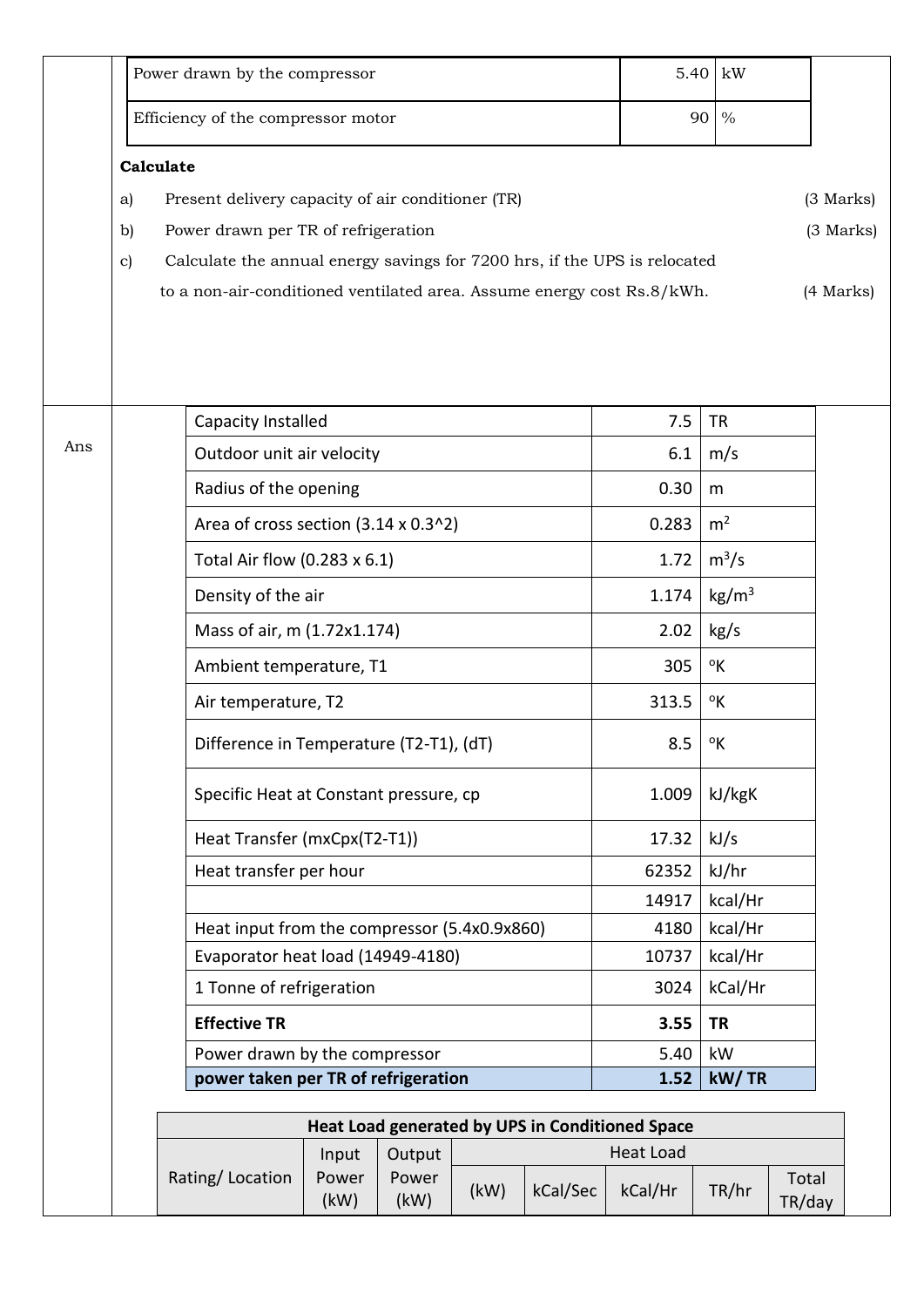| Power drawn by the compressor | 5.40 | kW |
|---|---|---|
| Efficiency of the compressor motor | 90 | % |

**Calculate**

a) Present delivery capacity of air conditioner (TR) (3 Marks)

b) Power drawn per TR of refrigeration (3 Marks)

c) Calculate the annual energy savings for 7200 hrs, if the UPS is relocated to a non-air-conditioned ventilated area. Assume energy cost Rs.8/kWh. (4 Marks)

Ans

| Capacity Installed | 7.5 | TR |
|---|---|---|
| Outdoor unit air velocity | 6.1 | m/s |
| Radius of the opening | 0.30 | m |
| Area of cross section (3.14 x 0.3^2) | 0.283 | $m^2$ |
| Total Air flow (0.283 x 6.1) | 1.72 | $m^3/s$ |
| Density of the air | 1.174 | $kg/m^3$ |
| Mass of air, m (1.72x1.174) | 2.02 | kg/s |
| Ambient temperature, T1 | 305 | °K |
| Air temperature, T2 | 313.5 | °K |
| Difference in Temperature (T2-T1), (dT) | 8.5 | °K |
| Specific Heat at Constant pressure, cp | 1.009 | kJ/kgK |
| Heat Transfer (mxCpx(T2-T1)) | 17.32 | kJ/s |
| Heat transfer per hour | 62352 | kJ/hr |
| | 14917 | kcal/Hr |
| Heat input from the compressor (5.4x0.9x860) | 4180 | kcal/Hr |
| Evaporator heat load (14949-4180) | 10737 | kcal/Hr |
| 1 Tonne of refrigeration | 3024 | kCal/Hr |
| **Effective TR** | **3.55** | **TR** |
| Power drawn by the compressor | 5.40 | kW |
| **power taken per TR of refrigeration** | **1.52** | **kW/ TR** |

| Heat Load generated by UPS in Conditioned Space | | | | | | | |
|---|---|---|---|---|---|---|---|
| Rating/ Location | Input Power (kW) | Output Power (kW) | Heat Load | | | | |
| | | | (kW) | kCal/Sec | kCal/Hr | TR/hr | Total TR/day |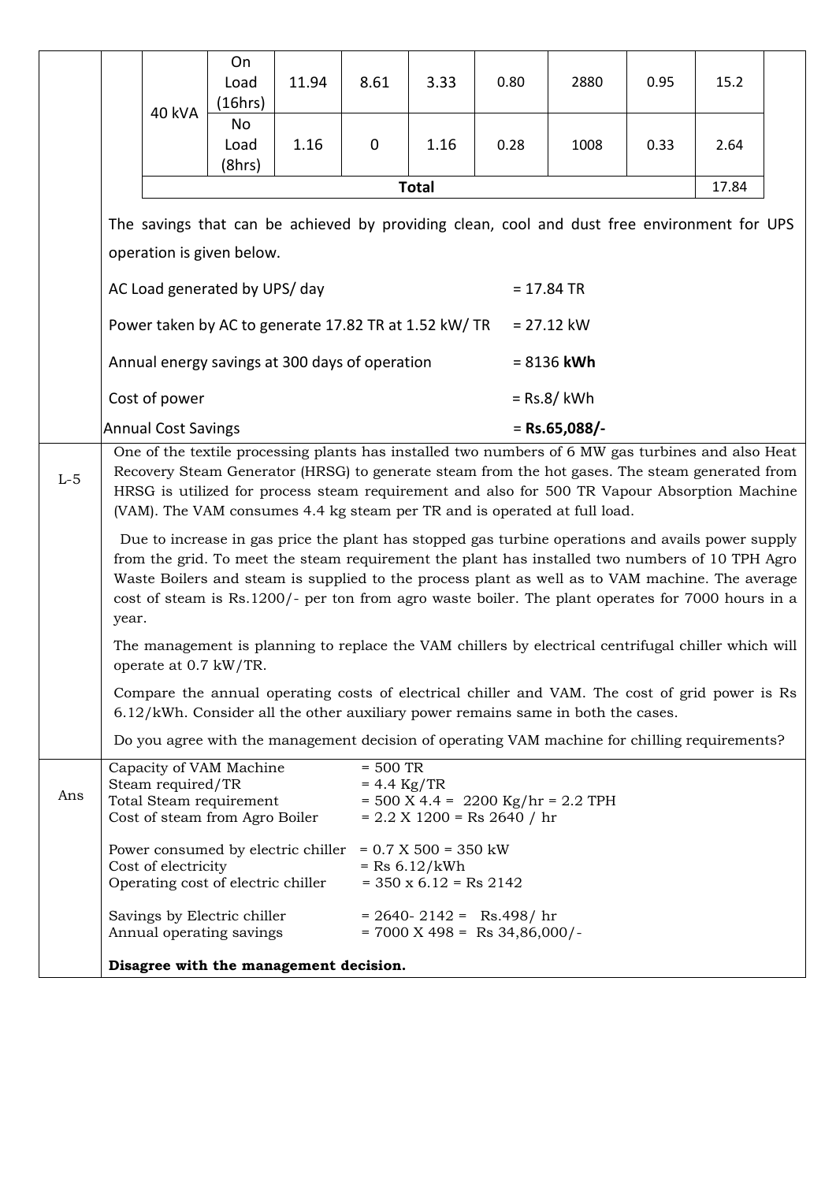| | | | | | | | | | |
|---|---|---|---|---|---|---|---|---|---|
| 40 kVA | On Load (16hrs) | 11.94 | 8.61 | 3.33 | 0.80 | 2880 | 0.95 | 15.2 |
| | No Load (8hrs) | 1.16 | 0 | 1.16 | 0.28 | 1008 | 0.33 | 2.64 |
| **Total** | | | | | | | | 17.84 |

The savings that can be achieved by providing clean, cool and dust free environment for UPS operation is given below.

| | |
|---|---|
| AC Load generated by UPS/ day | = 17.84 TR |
| Power taken by AC to generate 17.82 TR at 1.52 kW/ TR | = 27.12 kW |
| Annual energy savings at 300 days of operation | = 8136 **kWh** |
| Cost of power | = Rs.8/ kWh |
| Annual Cost Savings | = **Rs.65,088/-** |

**L-5**

One of the textile processing plants has installed two numbers of 6 MW gas turbines and also Heat Recovery Steam Generator (HRSG) to generate steam from the hot gases. The steam generated from HRSG is utilized for process steam requirement and also for 500 TR Vapour Absorption Machine (VAM). The VAM consumes 4.4 kg steam per TR and is operated at full load.

Due to increase in gas price the plant has stopped gas turbine operations and avails power supply from the grid. To meet the steam requirement the plant has installed two numbers of 10 TPH Agro Waste Boilers and steam is supplied to the process plant as well as to VAM machine. The average cost of steam is Rs.1200/- per ton from agro waste boiler. The plant operates for 7000 hours in a year.

The management is planning to replace the VAM chillers by electrical centrifugal chiller which will operate at 0.7 kW/TR.

Compare the annual operating costs of electrical chiller and VAM. The cost of grid power is Rs 6.12/kWh. Consider all the other auxiliary power remains same in both the cases.

Do you agree with the management decision of operating VAM machine for chilling requirements?

**Ans**

| | |
|---|---|
| Capacity of VAM Machine | = 500 TR |
| Steam required/TR | = 4.4 Kg/TR |
| Total Steam requirement | = 500 X 4.4 = 2200 Kg/hr = 2.2 TPH |
| Cost of steam from Agro Boiler | = 2.2 X 1200 = Rs 2640 / hr |
| Power consumed by electric chiller | = 0.7 X 500 = 350 kW |
| Cost of electricity | = Rs 6.12/kWh |
| Operating cost of electric chiller | = 350 x 6.12 = Rs 2142 |
| Savings by Electric chiller | = 2640- 2142 = Rs.498/ hr |
| Annual operating savings | = 7000 X 498 = Rs 34,86,000/- |

**Disagree with the management decision.**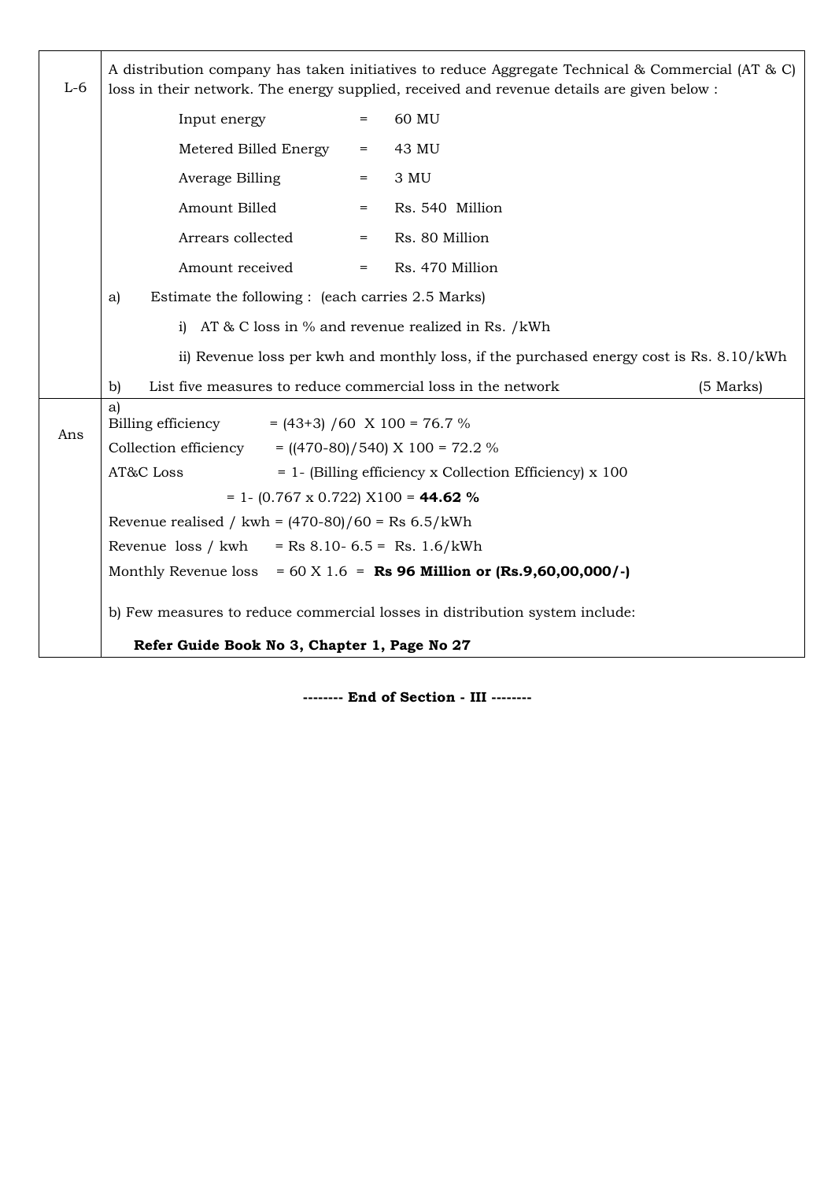| | |
|---|---|
| L-6 | A distribution company has taken initiatives to reduce Aggregate Technical & Commercial (AT & C) loss in their network. The energy supplied, received and revenue details are given below :<br><br>Input energy = 60 MU<br>Metered Billed Energy = 43 MU<br>Average Billing = 3 MU<br>Amount Billed = Rs. 540 Million<br>Arrears collected = Rs. 80 Million<br>Amount received = Rs. 470 Million<br><br>a) Estimate the following : (each carries 2.5 Marks)<br>i) AT & C loss in % and revenue realized in Rs. /kWh<br>ii) Revenue loss per kwh and monthly loss, if the purchased energy cost is Rs. 8.10/kWh<br><br>b) List five measures to reduce commercial loss in the network (5 Marks) |
| Ans | a)<br>Billing efficiency = (43+3) /60 X 100 = 76.7 %<br>Collection efficiency = ((470-80)/540) X 100 = 72.2 %<br>AT&C Loss = 1- (Billing efficiency x Collection Efficiency) x 100<br>= 1- (0.767 x 0.722) X100 = **44.62 %**<br>Revenue realised / kwh = (470-80)/60 = Rs 6.5/kWh<br>Revenue loss / kwh = Rs 8.10- 6.5 = Rs. 1.6/kWh<br>Monthly Revenue loss = 60 X 1.6 = **Rs 96 Million or (Rs.9,60,00,000/-)**<br><br>b) Few measures to reduce commercial losses in distribution system include:<br>**Refer Guide Book No 3, Chapter 1, Page No 27** |

**-------- End of Section - III --------**